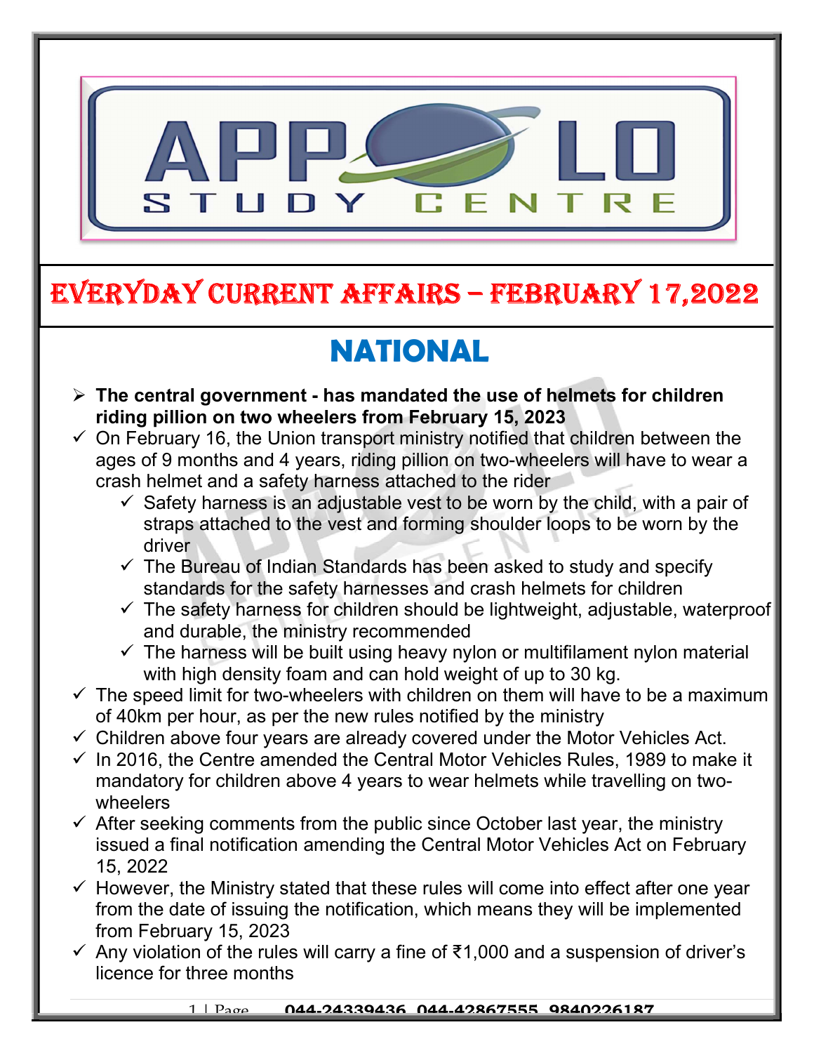# EVERYDAY CURRENT AFFAIRS – FEBRUARY 17,2022

## NATIONAL

- **The central government - has mandated the use of helmets for children riding pillion on two wheelers from February 15, 2023**
- ✓ On February 16, the Union transport ministry notified that children between the ages of 9 months and 4 years, riding pillion on two-wheelers will have to wear a crash helmet and a safety harness attached to the rider
  - ✓ Safety harness is an adjustable vest to be worn by the child, with a pair of straps attached to the vest and forming shoulder loops to be worn by the driver
  - ✓ The Bureau of Indian Standards has been asked to study and specify standards for the safety harnesses and crash helmets for children
  - ✓ The safety harness for children should be lightweight, adjustable, waterproof and durable, the ministry recommended
  - ✓ The harness will be built using heavy nylon or multifilament nylon material with high density foam and can hold weight of up to 30 kg.
- ✓ The speed limit for two-wheelers with children on them will have to be a maximum of 40km per hour, as per the new rules notified by the ministry
- ✓ Children above four years are already covered under the Motor Vehicles Act.
- ✓ In 2016, the Centre amended the Central Motor Vehicles Rules, 1989 to make it mandatory for children above 4 years to wear helmets while travelling on two-wheelers
- ✓ After seeking comments from the public since October last year, the ministry issued a final notification amending the Central Motor Vehicles Act on February 15, 2022
- ✓ However, the Ministry stated that these rules will come into effect after one year from the date of issuing the notification, which means they will be implemented from February 15, 2023
- ✓ Any violation of the rules will carry a fine of ₹1,000 and a suspension of driver's licence for three months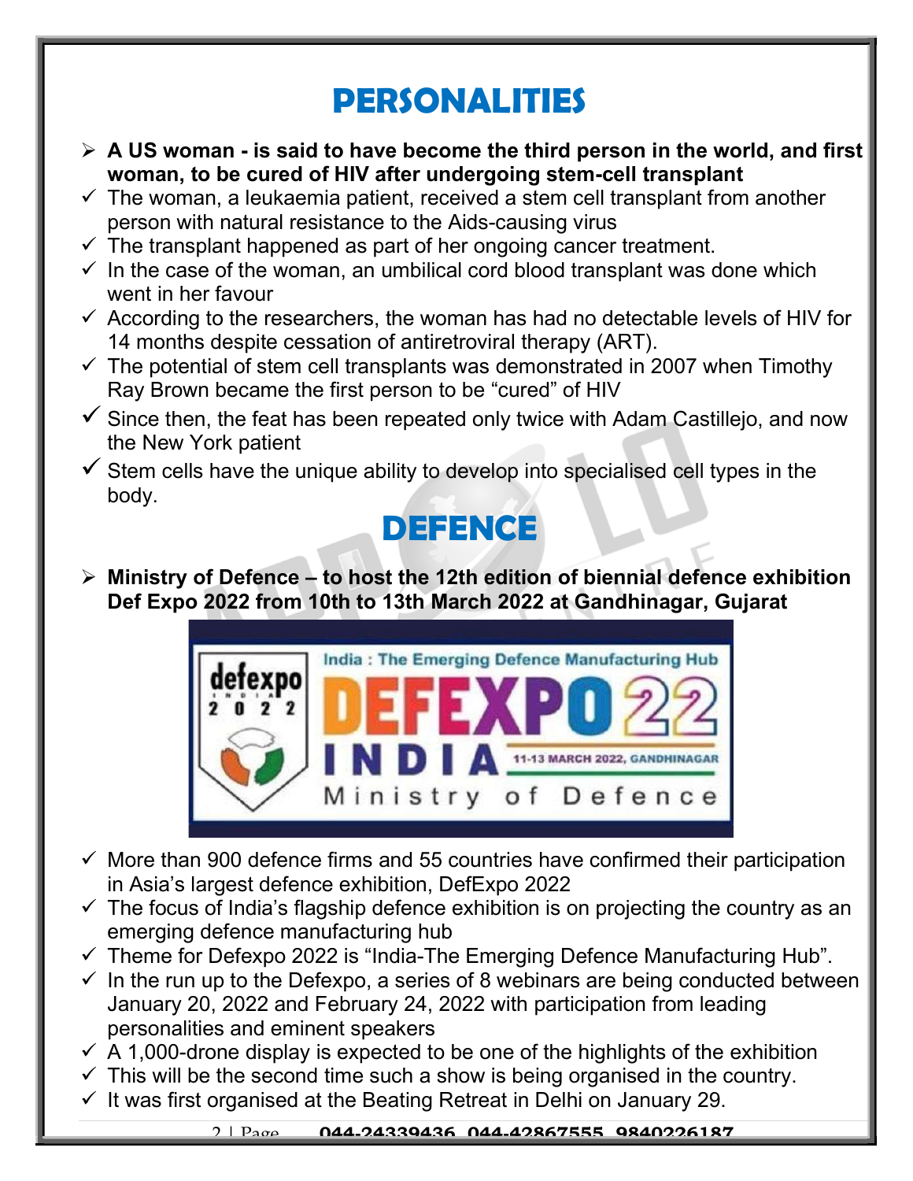# PERSONALITIES

- **A US woman - is said to have become the third person in the world, and first woman, to be cured of HIV after undergoing stem-cell transplant**
  - ✓ The woman, a leukaemia patient, received a stem cell transplant from another person with natural resistance to the Aids-causing virus
  - ✓ The transplant happened as part of her ongoing cancer treatment.
  - ✓ In the case of the woman, an umbilical cord blood transplant was done which went in her favour
  - ✓ According to the researchers, the woman has had no detectable levels of HIV for 14 months despite cessation of antiretroviral therapy (ART).
  - ✓ The potential of stem cell transplants was demonstrated in 2007 when Timothy Ray Brown became the first person to be "cured" of HIV
  - ✓ Since then, the feat has been repeated only twice with Adam Castillejo, and now the New York patient
  - ✓ Stem cells have the unique ability to develop into specialised cell types in the body.

# DEFENCE

- **Ministry of Defence – to host the 12th edition of biennial defence exhibition Def Expo 2022 from 10th to 13th March 2022 at Gandhinagar, Gujarat**

  - ✓ More than 900 defence firms and 55 countries have confirmed their participation in Asia's largest defence exhibition, DefExpo 2022
  - ✓ The focus of India's flagship defence exhibition is on projecting the country as an emerging defence manufacturing hub
  - ✓ Theme for Defexpo 2022 is "India-The Emerging Defence Manufacturing Hub".
  - ✓ In the run up to the Defexpo, a series of 8 webinars are being conducted between January 20, 2022 and February 24, 2022 with participation from leading personalities and eminent speakers
  - ✓ A 1,000-drone display is expected to be one of the highlights of the exhibition
  - ✓ This will be the second time such a show is being organised in the country.
  - ✓ It was first organised at the Beating Retreat in Delhi on January 29.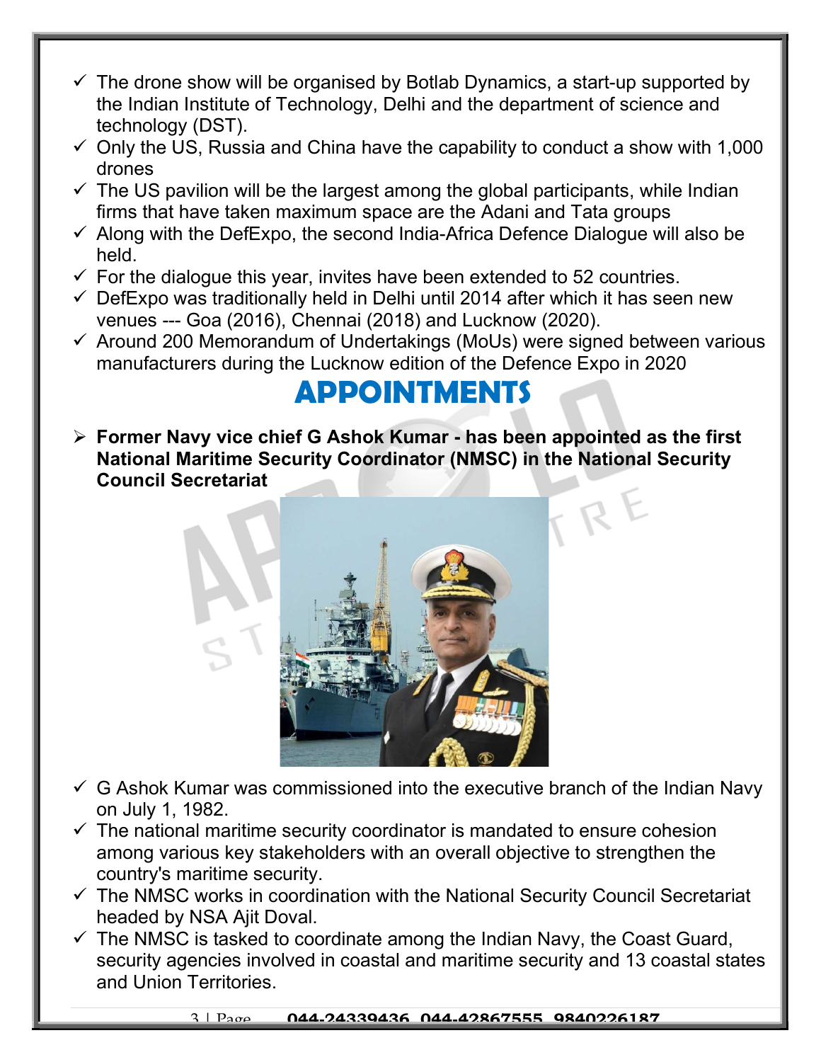- ✓ The drone show will be organised by Botlab Dynamics, a start-up supported by the Indian Institute of Technology, Delhi and the department of science and technology (DST).
- ✓ Only the US, Russia and China have the capability to conduct a show with 1,000 drones
- ✓ The US pavilion will be the largest among the global participants, while Indian firms that have taken maximum space are the Adani and Tata groups
- ✓ Along with the DefExpo, the second India-Africa Defence Dialogue will also be held.
- ✓ For the dialogue this year, invites have been extended to 52 countries.
- ✓ DefExpo was traditionally held in Delhi until 2014 after which it has seen new venues --- Goa (2016), Chennai (2018) and Lucknow (2020).
- ✓ Around 200 Memorandum of Undertakings (MoUs) were signed between various manufacturers during the Lucknow edition of the Defence Expo in 2020

# APPOINTMENTS

- **Former Navy vice chief G Ashok Kumar - has been appointed as the first National Maritime Security Coordinator (NMSC) in the National Security Council Secretariat**

- ✓ G Ashok Kumar was commissioned into the executive branch of the Indian Navy on July 1, 1982.
- ✓ The national maritime security coordinator is mandated to ensure cohesion among various key stakeholders with an overall objective to strengthen the country's maritime security.
- ✓ The NMSC works in coordination with the National Security Council Secretariat headed by NSA Ajit Doval.
- ✓ The NMSC is tasked to coordinate among the Indian Navy, the Coast Guard, security agencies involved in coastal and maritime security and 13 coastal states and Union Territories.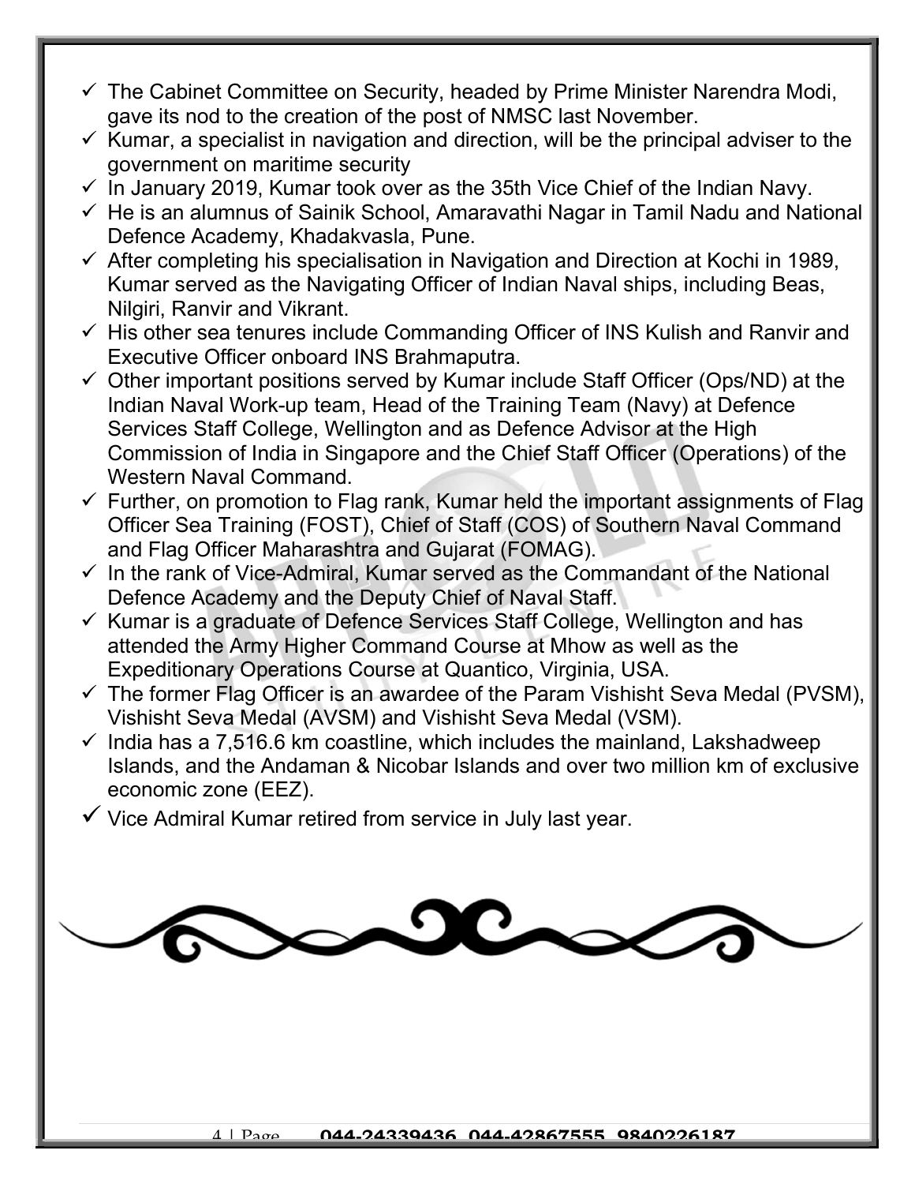- ✓ The Cabinet Committee on Security, headed by Prime Minister Narendra Modi, gave its nod to the creation of the post of NMSC last November.
- ✓ Kumar, a specialist in navigation and direction, will be the principal adviser to the government on maritime security
- ✓ In January 2019, Kumar took over as the 35th Vice Chief of the Indian Navy.
- ✓ He is an alumnus of Sainik School, Amaravathi Nagar in Tamil Nadu and National Defence Academy, Khadakvasla, Pune.
- ✓ After completing his specialisation in Navigation and Direction at Kochi in 1989, Kumar served as the Navigating Officer of Indian Naval ships, including Beas, Nilgiri, Ranvir and Vikrant.
- ✓ His other sea tenures include Commanding Officer of INS Kulish and Ranvir and Executive Officer onboard INS Brahmaputra.
- ✓ Other important positions served by Kumar include Staff Officer (Ops/ND) at the Indian Naval Work-up team, Head of the Training Team (Navy) at Defence Services Staff College, Wellington and as Defence Advisor at the High Commission of India in Singapore and the Chief Staff Officer (Operations) of the Western Naval Command.
- ✓ Further, on promotion to Flag rank, Kumar held the important assignments of Flag Officer Sea Training (FOST), Chief of Staff (COS) of Southern Naval Command and Flag Officer Maharashtra and Gujarat (FOMAG).
- ✓ In the rank of Vice-Admiral, Kumar served as the Commandant of the National Defence Academy and the Deputy Chief of Naval Staff.
- ✓ Kumar is a graduate of Defence Services Staff College, Wellington and has attended the Army Higher Command Course at Mhow as well as the Expeditionary Operations Course at Quantico, Virginia, USA.
- ✓ The former Flag Officer is an awardee of the Param Vishisht Seva Medal (PVSM), Vishisht Seva Medal (AVSM) and Vishisht Seva Medal (VSM).
- ✓ India has a 7,516.6 km coastline, which includes the mainland, Lakshadweep Islands, and the Andaman & Nicobar Islands and over two million km of exclusive economic zone (EEZ).
- ✓ Vice Admiral Kumar retired from service in July last year.